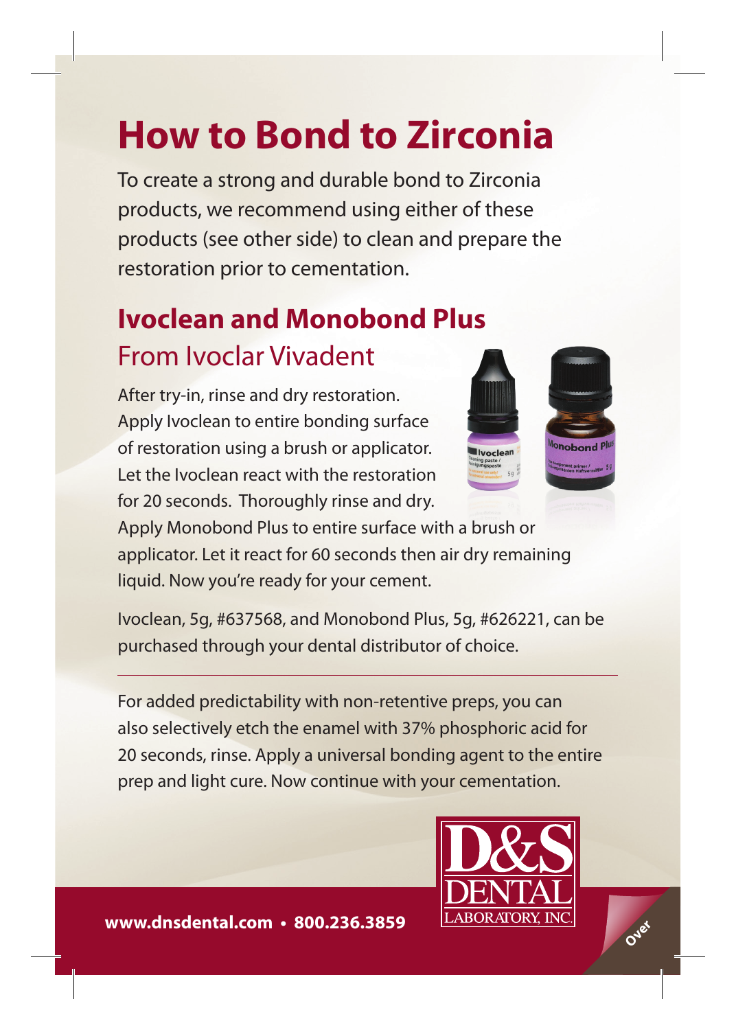# How to Bond to Zirconia

To create a strong and durable bond to Zirconia products, we recommend using either of these products (see other side) to clean and prepare the restoration prior to cementation.

## Ivoclean and Monobond Plus

### From Ivoclar Vivadent

After try-in, rinse and dry restoration. Apply Ivoclean to entire bonding surface of restoration using a brush or applicator. Let the Ivoclean react with the restoration for 20 seconds. Thoroughly rinse and dry. Apply Monobond Plus to entire surface with a brush or applicator. Let it react for 60 seconds then air dry remaining liquid. Now you're ready for your cement.

Ivoclean, 5g, #637568, and Monobond Plus, 5g, #626221, can be purchased through your dental distributor of choice.

---

For added predictability with non-retentive preps, you can also selectively etch the enamel with 37% phosphoric acid for 20 seconds, rinse. Apply a universal bonding agent to the entire prep and light cure. Now continue with your cementation.

D&S DENTAL LABORATORY, INC.

**www.dnsdental.com • 800.236.3859**

Over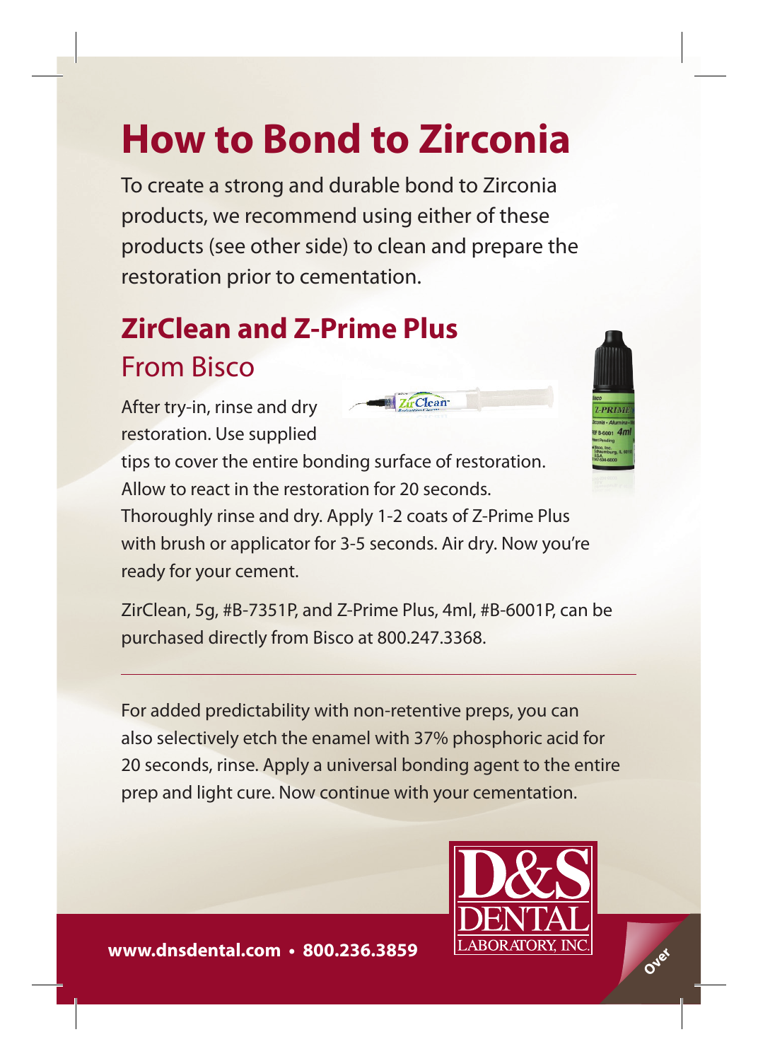# How to Bond to Zirconia

To create a strong and durable bond to Zirconia products, we recommend using either of these products (see other side) to clean and prepare the restoration prior to cementation.

## ZirClean and Z-Prime Plus

### From Bisco

After try-in, rinse and dry restoration. Use supplied tips to cover the entire bonding surface of restoration. Allow to react in the restoration for 20 seconds. Thoroughly rinse and dry. Apply 1-2 coats of Z-Prime Plus with brush or applicator for 3-5 seconds. Air dry. Now you're ready for your cement.

ZirClean, 5g, #B-7351P, and Z-Prime Plus, 4ml, #B-6001P, can be purchased directly from Bisco at 800.247.3368.

---

For added predictability with non-retentive preps, you can also selectively etch the enamel with 37% phosphoric acid for 20 seconds, rinse. Apply a universal bonding agent to the entire prep and light cure. Now continue with your cementation.

D&S DENTAL LABORATORY, INC.

**www.dnsdental.com • 800.236.3859**

Over